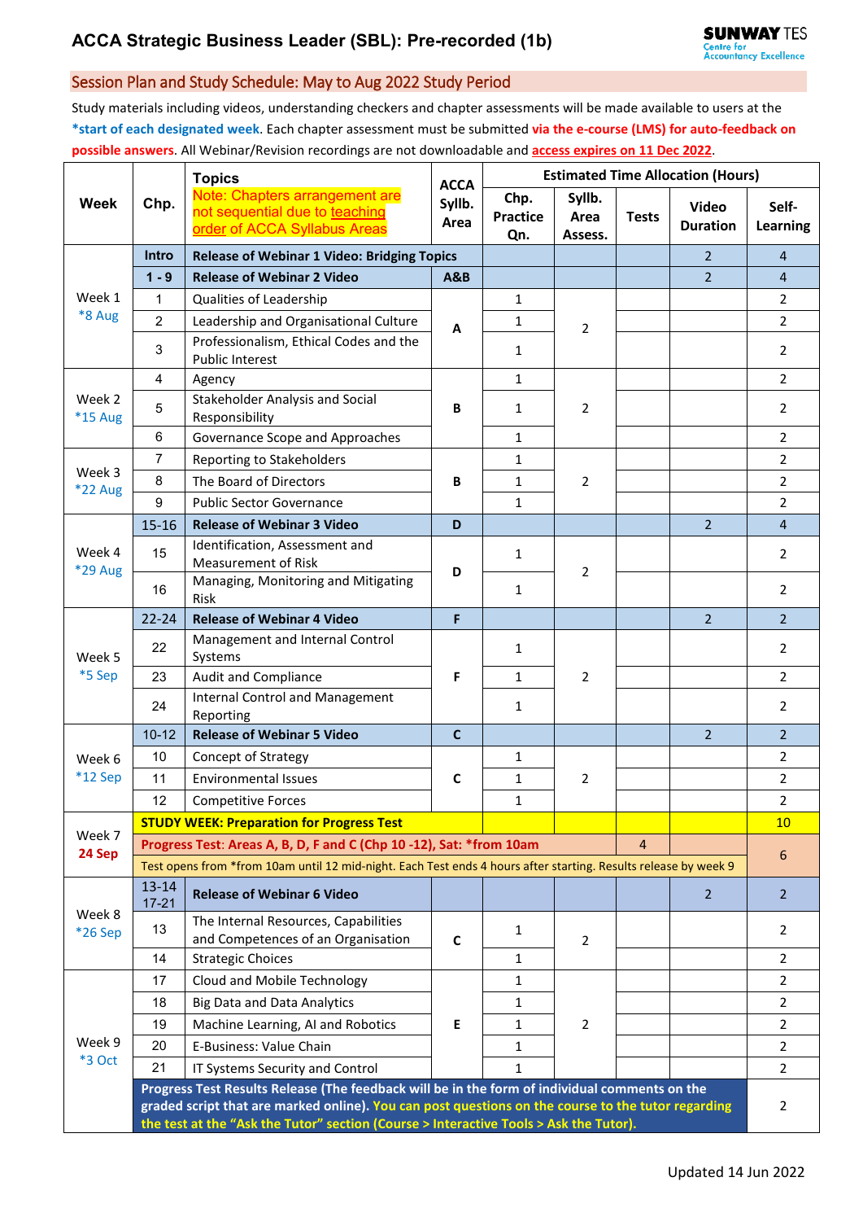# ACCA Strategic Business Leader (SBL): Pre-recorded (1b)

SUNWAY TES Centre for Accountancy Excellence

## Session Plan and Study Schedule: May to Aug 2022 Study Period

Study materials including videos, understanding checkers and chapter assessments will be made available to users at the **\*start of each designated week**. Each chapter assessment must be submitted **via the e-course (LMS) for auto-feedback on possible answers**. All Webinar/Revision recordings are not downloadable and **access expires on 11 Dec 2022**.

| Week | Chp. | Topics (Note: Chapters arrangement are not sequential due to teaching order of ACCA Syllabus Areas) | ACCA Syllb. Area | Estimated Time Allocation (Hours) | | | | |
|---|---|---|---|---|---|---|---|---|
| | | | | Chp. Practice Qn. | Syllb. Area Assess. | Tests | Video Duration | Self-Learning |
| Week 1 *8 Aug | Intro | **Release of Webinar 1 Video: Bridging Topics** | | | | | 2 | 4 |
| | **1 - 9** | **Release of Webinar 2 Video** | **A&B** | | | | 2 | 4 |
| | 1 | Qualities of Leadership | A | 1 | 2 | | | 2 |
| | 2 | Leadership and Organisational Culture | | 1 | | | | 2 |
| | 3 | Professionalism, Ethical Codes and the Public Interest | | 1 | | | | 2 |
| Week 2 *15 Aug | 4 | Agency | B | 1 | 2 | | | 2 |
| | 5 | Stakeholder Analysis and Social Responsibility | | 1 | | | | 2 |
| | 6 | Governance Scope and Approaches | | 1 | | | | 2 |
| Week 3 *22 Aug | 7 | Reporting to Stakeholders | B | 1 | 2 | | | 2 |
| | 8 | The Board of Directors | | 1 | | | | 2 |
| | 9 | Public Sector Governance | | 1 | | | | 2 |
| Week 4 *29 Aug | 15-16 | **Release of Webinar 3 Video** | **D** | | | | 2 | 4 |
| | 15 | Identification, Assessment and Measurement of Risk | D | 1 | 2 | | | 2 |
| | 16 | Managing, Monitoring and Mitigating Risk | | 1 | | | | 2 |
| Week 5 *5 Sep | 22-24 | **Release of Webinar 4 Video** | **F** | | | | 2 | 2 |
| | 22 | Management and Internal Control Systems | F | 1 | 2 | | | 2 |
| | 23 | Audit and Compliance | | 1 | | | | 2 |
| | 24 | Internal Control and Management Reporting | | 1 | | | | 2 |
| Week 6 *12 Sep | 10-12 | **Release of Webinar 5 Video** | **C** | | | | 2 | 2 |
| | 10 | Concept of Strategy | C | 1 | 2 | | | 2 |
| | 11 | Environmental Issues | | 1 | | | | 2 |
| | 12 | Competitive Forces | | 1 | | | | 2 |
| Week 7 **24 Sep** | **STUDY WEEK: Preparation for Progress Test** | | | | | | | 10 |
| | **Progress Test: Areas A, B, D, F and C (Chp 10 -12), Sat: \*from 10am** | | | | | 4 | | 6 |
| | Test opens from \*from 10am until 12 mid-night. Each Test ends 4 hours after starting. Results release by week 9 | | | | | | | |
| Week 8 *26 Sep | 13-14 17-21 | **Release of Webinar 6 Video** | | | | | 2 | 2 |
| | 13 | The Internal Resources, Capabilities and Competences of an Organisation | C | 1 | 2 | | | 2 |
| | 14 | Strategic Choices | | 1 | | | | 2 |
| Week 9 *3 Oct | 17 | Cloud and Mobile Technology | E | 1 | 2 | | | 2 |
| | 18 | Big Data and Data Analytics | | 1 | | | | 2 |
| | 19 | Machine Learning, AI and Robotics | | 1 | | | | 2 |
| | 20 | E-Business: Value Chain | | 1 | | | | 2 |
| | 21 | IT Systems Security and Control | | 1 | | | | 2 |
| | **Progress Test Results Release (The feedback will be in the form of individual comments on the graded script that are marked online). You can post questions on the course to the tutor regarding the test at the "Ask the Tutor" section (Course > Interactive Tools > Ask the Tutor).** | | | | | | | 2 |

Updated 14 Jun 2022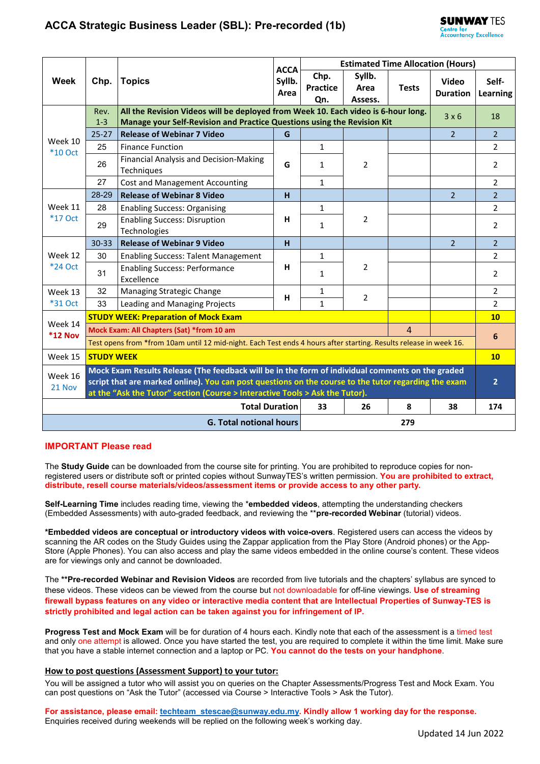# ACCA Strategic Business Leader (SBL): Pre-recorded (1b)

| Week | Chp. | Topics | ACCA Syllb. Area | Estimated Time Allocation (Hours) | | | | |
|---|---|---|---|---|---|---|---|---|
| | | | | Chp. Practice Qn. | Syllb. Area Assess. | Tests | Video Duration | Self-Learning |
| Week 10 *10 Oct | Rev. 1-3 | **All the Revision Videos will be deployed from Week 10. Each video is 6-hour long. Manage your Self-Revision and Practice Questions using the Revision Kit** | | | | | 3 x 6 | 18 |
| | 25-27 | **Release of Webinar 7 Video** | **G** | | | | 2 | 2 |
| | 25 | Finance Function | G | 1 | 2 | | | 2 |
| | 26 | Financial Analysis and Decision-Making Techniques | | 1 | | | | 2 |
| | 27 | Cost and Management Accounting | | 1 | | | | 2 |
| Week 11 *17 Oct | 28-29 | **Release of Webinar 8 Video** | **H** | | | | 2 | 2 |
| | 28 | Enabling Success: Organising | H | 1 | 2 | | | 2 |
| | 29 | Enabling Success: Disruption Technologies | | 1 | | | | 2 |
| Week 12 *24 Oct | 30-33 | **Release of Webinar 9 Video** | **H** | | | | 2 | 2 |
| | 30 | Enabling Success: Talent Management | H | 1 | 2 | | | 2 |
| | 31 | Enabling Success: Performance Excellence | | 1 | | | | 2 |
| Week 13 *31 Oct | 32 | Managing Strategic Change | H | 1 | 2 | | | 2 |
| | 33 | Leading and Managing Projects | | 1 | | | | 2 |
| Week 14 *12 Nov | **STUDY WEEK: Preparation of Mock Exam** | | | | | | | **10** |
| | **Mock Exam: All Chapters (Sat) *from 10 am** | | | | | 4 | | 6 |
| | Test opens from *from 10am until 12 mid-night. Each Test ends 4 hours after starting. Results release in week 16. | | | | | | | |
| Week 15 | **STUDY WEEK** | | | | | | | **10** |
| Week 16 21 Nov | **Mock Exam Results Release (The feedback will be in the form of individual comments on the graded script that are marked online). You can post questions on the course to the tutor regarding the exam at the "Ask the Tutor" section (Course > Interactive Tools > Ask the Tutor).** | | | | | | | **2** |
| | | | **Total Duration** | **33** | **26** | **8** | **38** | **174** |
| | | | **G. Total notional hours** | **279** | | | | |

**IMPORTANT Please read**

The **Study Guide** can be downloaded from the course site for printing. You are prohibited to reproduce copies for non-registered users or distribute soft or printed copies without SunwayTES's written permission. **You are prohibited to extract, distribute, resell course materials/videos/assessment items or provide access to any other party.**

**Self-Learning Time** includes reading time, viewing the ***embedded videos**, attempting the understanding checkers (Embedded Assessments) with auto-graded feedback, and reviewing the ****pre-recorded Webinar** (tutorial) videos.

***Embedded videos are conceptual or introductory videos with voice-overs**. Registered users can access the videos by scanning the AR codes on the Study Guides using the Zappar application from the Play Store (Android phones) or the App-Store (Apple Phones). You can also access and play the same videos embedded in the online course's content. These videos are for viewings only and cannot be downloaded.

The ****Pre-recorded Webinar and Revision Videos** are recorded from live tutorials and the chapters' syllabus are synced to these videos. These videos can be viewed from the course but not downloadable for off-line viewings. **Use of streaming firewall bypass features on any video or interactive media content that are Intellectual Properties of Sunway-TES is strictly prohibited and legal action can be taken against you for infringement of IP.**

**Progress Test and Mock Exam** will be for duration of 4 hours each. Kindly note that each of the assessment is a timed test and only one attempt is allowed. Once you have started the test, you are required to complete it within the time limit. Make sure that you have a stable internet connection and a laptop or PC. **You cannot do the tests on your handphone**.

**How to post questions (Assessment Support) to your tutor:**

You will be assigned a tutor who will assist you on queries on the Chapter Assessments/Progress Test and Mock Exam. You can post questions on "Ask the Tutor" (accessed via Course > Interactive Tools > Ask the Tutor).

**For assistance, please email: techteam_stescae@sunway.edu.my. Kindly allow 1 working day for the response.** Enquiries received during weekends will be replied on the following week's working day.

Updated 14 Jun 2022